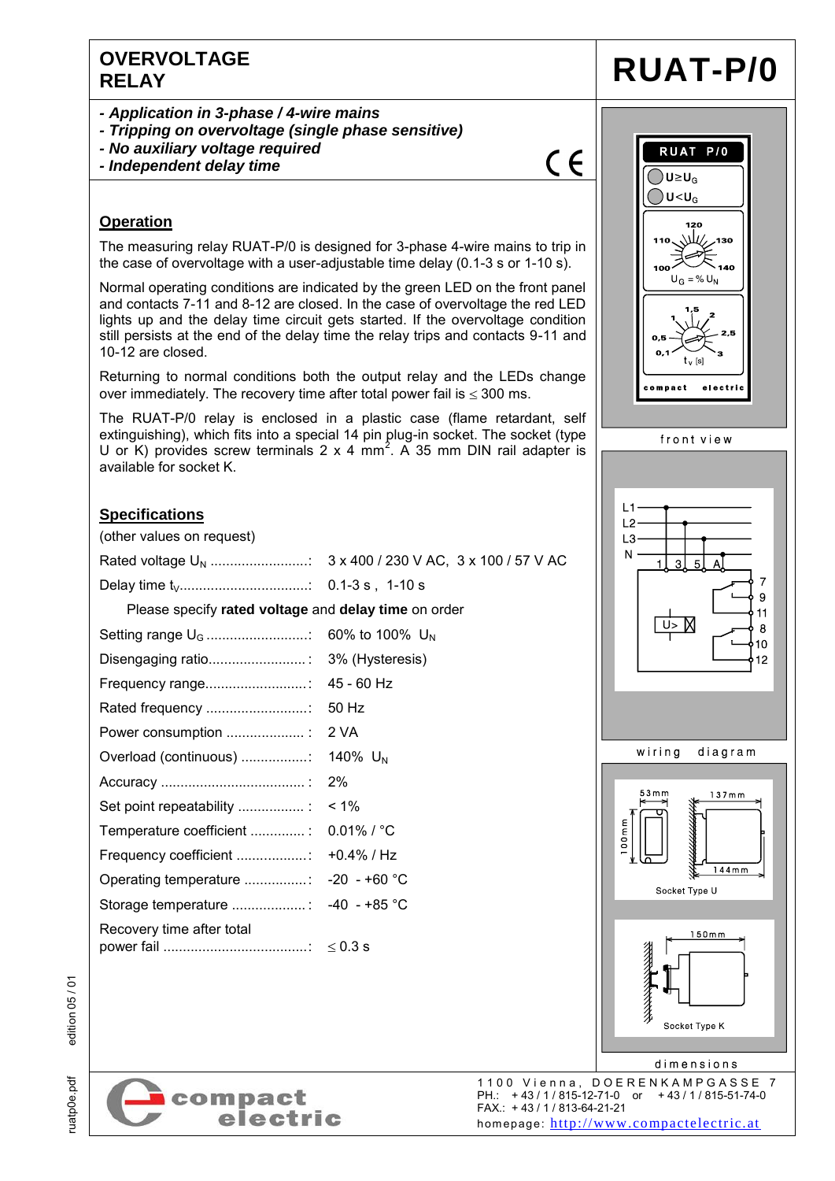# OVERVOLTAGE RELAY

# RUAT-P/0

- *Application in 3-phase / 4-wire mains*
- *Tripping on overvoltage (single phase sensitive)*
- *No auxiliary voltage required*
- *Independent delay time*

CE

## Operation

The measuring relay RUAT-P/0 is designed for 3-phase 4-wire mains to trip in the case of overvoltage with a user-adjustable time delay (0.1-3 s or 1-10 s).

Normal operating conditions are indicated by the green LED on the front panel and contacts 7-11 and 8-12 are closed. In the case of overvoltage the red LED lights up and the delay time circuit gets started. If the overvoltage condition still persists at the end of the delay time the relay trips and contacts 9-11 and 10-12 are closed.

Returning to normal conditions both the output relay and the LEDs change over immediately. The recovery time after total power fail is ≤ 300 ms.

The RUAT-P/0 relay is enclosed in a plastic case (flame retardant, self extinguishing), which fits into a special 14 pin plug-in socket. The socket (type U or K) provides screw terminals 2 x 4 mm$^2$. A 35 mm DIN rail adapter is available for socket K.

## Specifications

(other values on request)

| | |
|---|---|
| Rated voltage $U_N$ | 3 x 400 / 230 V AC, 3 x 100 / 57 V AC |
| Delay time $t_V$ | 0.1-3 s , 1-10 s |

Please specify **rated voltage** and **delay time** on order

| | |
|---|---|
| Setting range $U_G$ | 60% to 100% $U_N$ |
| Disengaging ratio | 3% (Hysteresis) |
| Frequency range | 45 - 60 Hz |
| Rated frequency | 50 Hz |
| Power consumption | 2 VA |
| Overload (continuous) | 140% $U_N$ |
| Accuracy | 2% |
| Set point repeatability | < 1% |
| Temperature coefficient | 0.01% / °C |
| Frequency coefficient | +0.4% / Hz |
| Operating temperature | -20 - +60 °C |
| Storage temperature | -40 - +85 °C |
| Recovery time after total power fail | ≤ 0.3 s |

RUAT P/0 — $U \geq U_G$ — $U < U_G$ — $U_G = \% U_N$ (100, 110, 120, 130, 140) — $t_v$ [s] (0,1, 0,5, 1, 1,5, 2, 2,5, 3) — compact electric

front view

L1, L2, L3, N — 1, 3, 5, A — U> — 7, 9, 11, 8, 10, 12

wiring diagram

53mm — 100mm — 137mm — 144mm — Socket Type U

150mm — Socket Type K

dimensions

compact electric

1100 Vienna, DOERENKAMPGASSE 7
PH.: + 43 / 1 / 815-12-71-0 or + 43 / 1 / 815-51-74-0
FAX.: + 43 / 1 / 813-64-21-21
homepage: http://www.compactelectric.at

edition 05 / 01

ruatp0e.pdf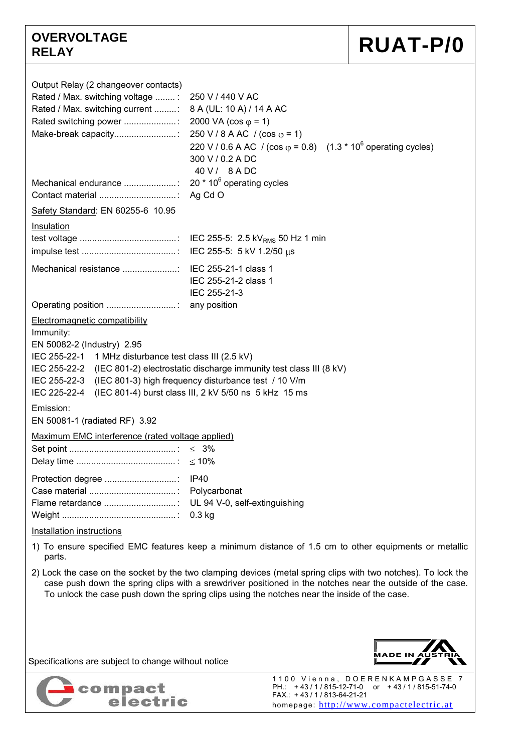# OVERVOLTAGE RELAY

# RUAT-P/0

Output Relay (2 changeover contacts)

| | |
|---|---|
| Rated / Max. switching voltage ........: | 250 V / 440 V AC |
| Rated / Max. switching current .........: | 8 A (UL: 10 A) / 14 A AC |
| Rated switching power .....................: | 2000 VA (cos φ = 1) |
| Make-break capacity.........................: | 250 V / 8 A AC / (cos φ = 1) |
| | 220 V / 0.6 A AC / (cos φ = 0.8) ($1.3 * 10^6$ operating cycles) |
| | 300 V / 0.2 A DC |
| | 40 V / 8 A DC |
| Mechanical endurance .....................: | $20 * 10^6$ operating cycles |
| Contact material ...............................: | Ag Cd O |

Safety Standard: EN 60255-6 10.95

Insulation

| | |
|---|---|
| test voltage .......................................: | IEC 255-5: 2.5 $kV_{RMS}$ 50 Hz 1 min |
| impulse test ......................................: | IEC 255-5: 5 kV 1.2/50 µs |
| Mechanical resistance ......................: | IEC 255-21-1 class 1 |
| | IEC 255-21-2 class 1 |
| | IEC 255-21-3 |
| Operating position ............................: | any position |

Electromagnetic compatibility

Immunity:

EN 50082-2 (Industry) 2.95

IEC 255-22-1 1 MHz disturbance test class III (2.5 kV)

IEC 255-22-2 (IEC 801-2) electrostatic discharge immunity test class III (8 kV)

IEC 255-22-3 (IEC 801-3) high frequency disturbance test / 10 V/m

IEC 225-22-4 (IEC 801-4) burst class III, 2 kV 5/50 ns 5 kHz 15 ms

Emission:

EN 50081-1 (radiated RF) 3.92

Maximum EMC interference (rated voltage applied)

| | |
|---|---|
| Set point ..........................................: | ≤ 3% |
| Delay time ........................................: | ≤ 10% |
| Protection degree .............................: | IP40 |
| Case material ...................................: | Polycarbonat |
| Flame retardance .............................: | UL 94 V-0, self-extinguishing |
| Weight ..............................................: | 0.3 kg |

Installation instructions

1) To ensure specified EMC features keep a minimum distance of 1.5 cm to other equipments or metallic parts.

2) Lock the case on the socket by the two clamping devices (metal spring clips with two notches). To lock the case push down the spring clips with a srewdriver positioned in the notches near the outside of the case. To unlock the case push down the spring clips using the notches near the inside of the case.

Specifications are subject to change without notice

MADE IN AUSTRIA

compact electric

1100 Vienna, DOERENKAMPGASSE 7
PH.: + 43 / 1 / 815-12-71-0 or + 43 / 1 / 815-51-74-0
FAX.: + 43 / 1 / 813-64-21-21
homepage: http://www.compactelectric.at